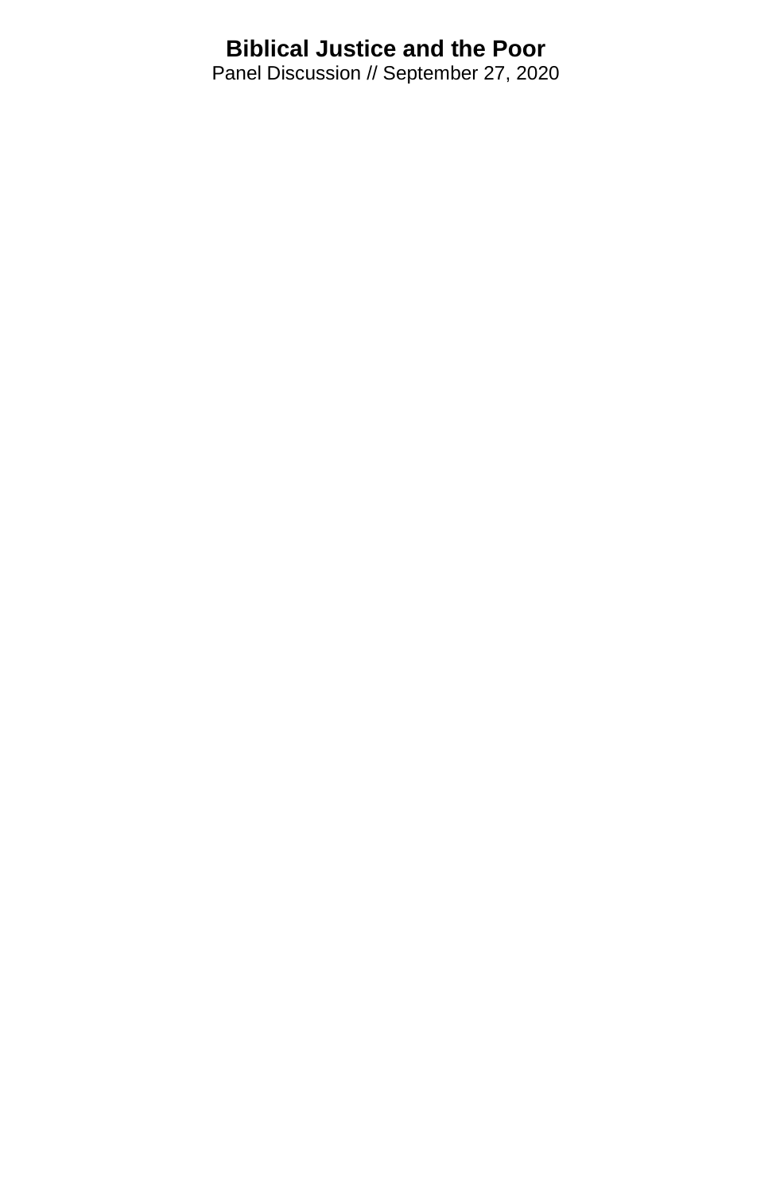# Biblical Justice and the Poor

Panel Discussion // September 27, 2020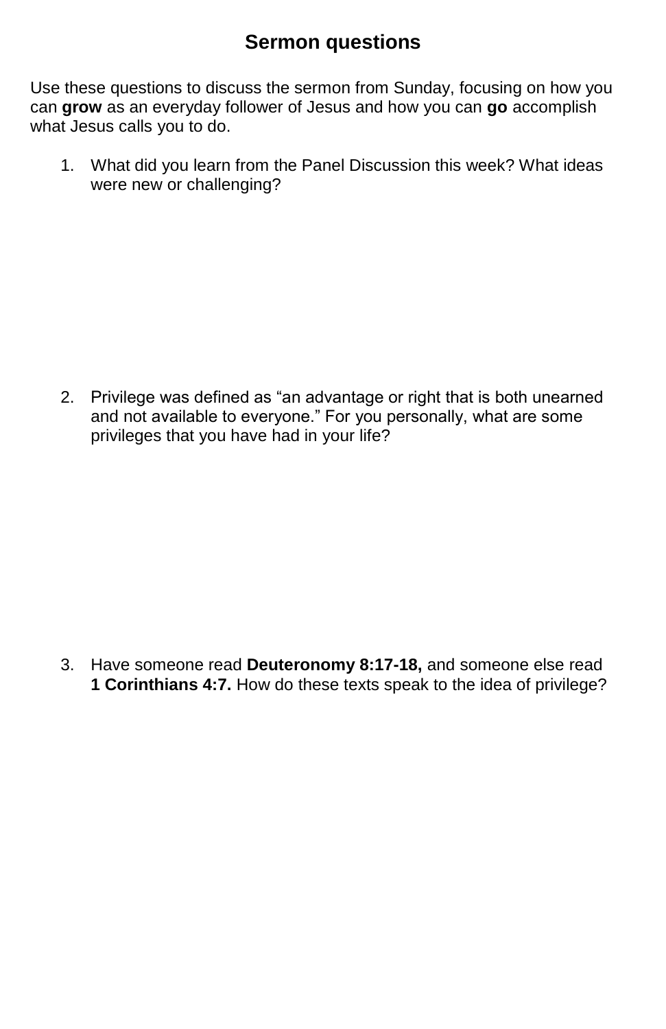# Sermon questions

Use these questions to discuss the sermon from Sunday, focusing on how you can **grow** as an everyday follower of Jesus and how you can **go** accomplish what Jesus calls you to do.

1. What did you learn from the Panel Discussion this week? What ideas were new or challenging?

2. Privilege was defined as “an advantage or right that is both unearned and not available to everyone.” For you personally, what are some privileges that you have had in your life?

3. Have someone read **Deuteronomy 8:17-18,** and someone else read **1 Corinthians 4:7.** How do these texts speak to the idea of privilege?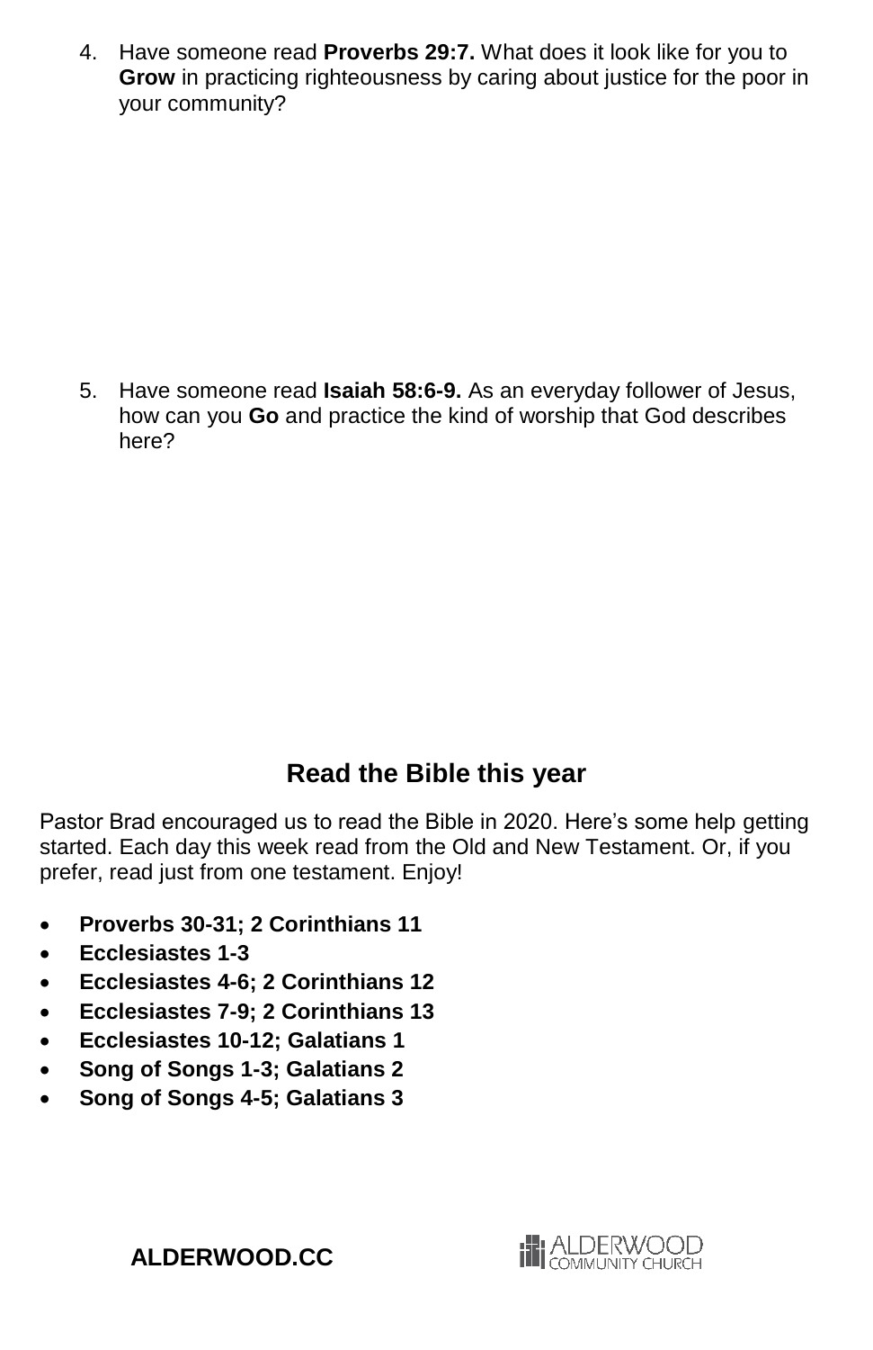4. Have someone read **Proverbs 29:7.** What does it look like for you to **Grow** in practicing righteousness by caring about justice for the poor in your community?

5. Have someone read **Isaiah 58:6-9.** As an everyday follower of Jesus, how can you **Go** and practice the kind of worship that God describes here?

## Read the Bible this year

Pastor Brad encouraged us to read the Bible in 2020. Here's some help getting started. Each day this week read from the Old and New Testament. Or, if you prefer, read just from one testament. Enjoy!

- **Proverbs 30-31; 2 Corinthians 11**
- **Ecclesiastes 1-3**
- **Ecclesiastes 4-6; 2 Corinthians 12**
- **Ecclesiastes 7-9; 2 Corinthians 13**
- **Ecclesiastes 10-12; Galatians 1**
- **Song of Songs 1-3; Galatians 2**
- **Song of Songs 4-5; Galatians 3**

**ALDERWOOD.CC**

ALDERWOOD COMMUNITY CHURCH